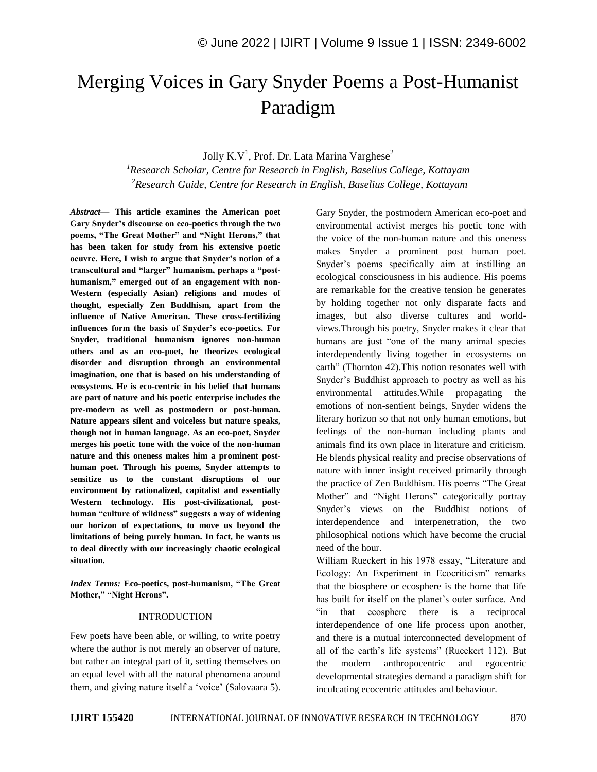# Merging Voices in Gary Snyder Poems a Post-Humanist Paradigm

Jolly K.V[1], Prof. Dr. Lata Marina Varghese[2]

[1]*Research Scholar, Centre for Research in English, Baselius College, Kottayam*
[2]*Research Guide, Centre for Research in English, Baselius College, Kottayam*

***Abstract*— This article examines the American poet Gary Snyder's discourse on eco-poetics through the two poems, "The Great Mother" and "Night Herons," that has been taken for study from his extensive poetic oeuvre. Here, I wish to argue that Snyder's notion of a transcultural and "larger" humanism, perhaps a "post-humanism," emerged out of an engagement with non-Western (especially Asian) religions and modes of thought, especially Zen Buddhism, apart from the influence of Native American. These cross-fertilizing influences form the basis of Snyder's eco-poetics. For Snyder, traditional humanism ignores non-human others and as an eco-poet, he theorizes ecological disorder and disruption through an environmental imagination, one that is based on his understanding of ecosystems. He is eco-centric in his belief that humans are part of nature and his poetic enterprise includes the pre-modern as well as postmodern or post-human. Nature appears silent and voiceless but nature speaks, though not in human language. As an eco-poet, Snyder merges his poetic tone with the voice of the non-human nature and this oneness makes him a prominent post-human poet. Through his poems, Snyder attempts to sensitize us to the constant disruptions of our environment by rationalized, capitalist and essentially Western technology. His post-civilizational, post-human "culture of wildness" suggests a way of widening our horizon of expectations, to move us beyond the limitations of being purely human. In fact, he wants us to deal directly with our increasingly chaotic ecological situation.**

***Index Terms:* Eco-poetics, post-humanism, "The Great Mother," "Night Herons".**

## INTRODUCTION

Few poets have been able, or willing, to write poetry where the author is not merely an observer of nature, but rather an integral part of it, setting themselves on an equal level with all the natural phenomena around them, and giving nature itself a 'voice' (Salovaara 5). Gary Snyder, the postmodern American eco-poet and environmental activist merges his poetic tone with the voice of the non-human nature and this oneness makes Snyder a prominent post human poet. Snyder's poems specifically aim at instilling an ecological consciousness in his audience. His poems are remarkable for the creative tension he generates by holding together not only disparate facts and images, but also diverse cultures and world-views.Through his poetry, Snyder makes it clear that humans are just "one of the many animal species interdependently living together in ecosystems on earth" (Thornton 42).This notion resonates well with Snyder's Buddhist approach to poetry as well as his environmental attitudes.While propagating the emotions of non-sentient beings, Snyder widens the literary horizon so that not only human emotions, but feelings of the non-human including plants and animals find its own place in literature and criticism. He blends physical reality and precise observations of nature with inner insight received primarily through the practice of Zen Buddhism. His poems "The Great Mother" and "Night Herons" categorically portray Snyder's views on the Buddhist notions of interdependence and interpenetration, the two philosophical notions which have become the crucial need of the hour.

William Rueckert in his 1978 essay, "Literature and Ecology: An Experiment in Ecocriticism" remarks that the biosphere or ecosphere is the home that life has built for itself on the planet's outer surface. And "in that ecosphere there is a reciprocal interdependence of one life process upon another, and there is a mutual interconnected development of all of the earth's life systems" (Rueckert 112). But the modern anthropocentric and egocentric developmental strategies demand a paradigm shift for inculcating ecocentric attitudes and behaviour.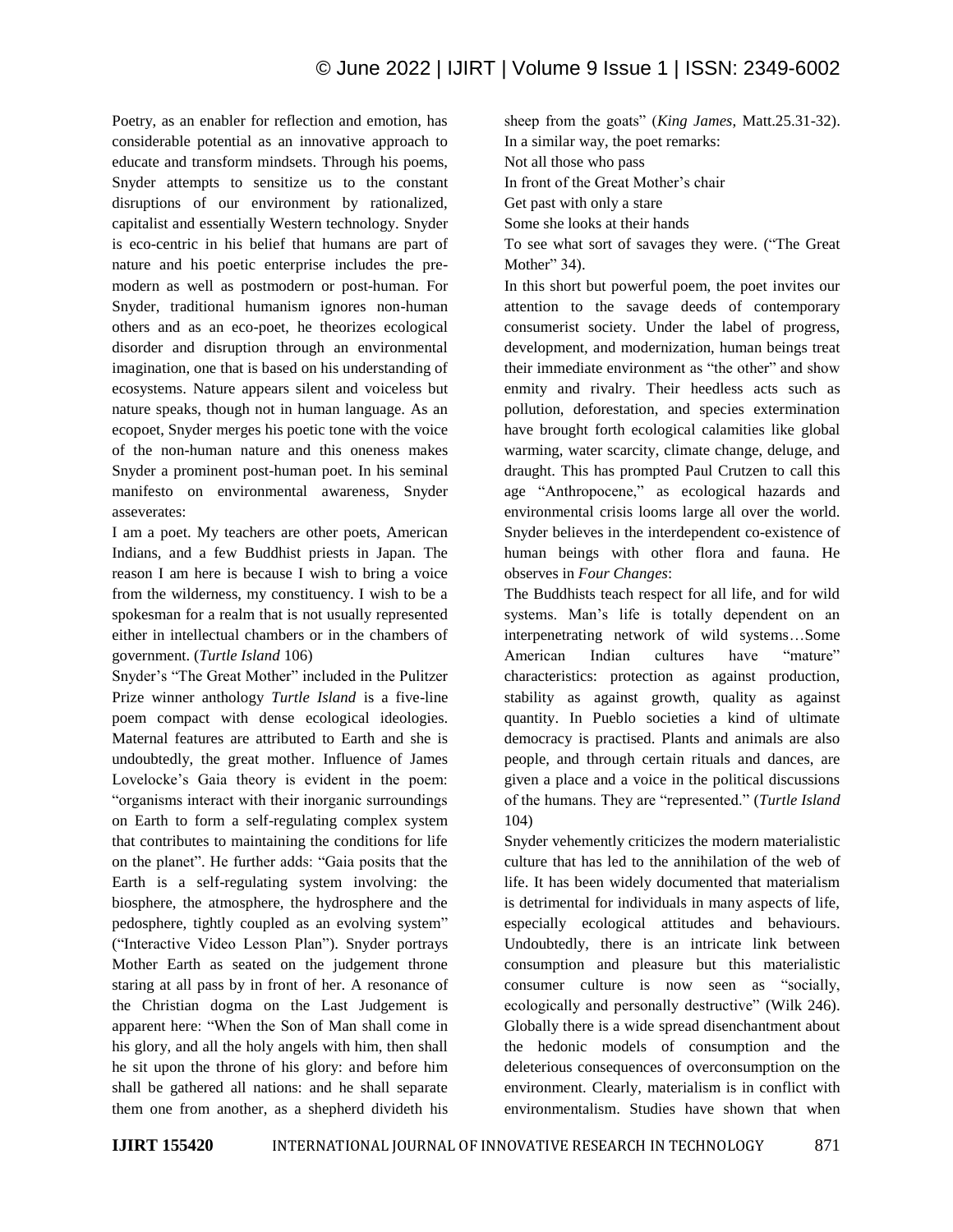Poetry, as an enabler for reflection and emotion, has considerable potential as an innovative approach to educate and transform mindsets. Through his poems, Snyder attempts to sensitize us to the constant disruptions of our environment by rationalized, capitalist and essentially Western technology. Snyder is eco-centric in his belief that humans are part of nature and his poetic enterprise includes the pre-modern as well as postmodern or post-human. For Snyder, traditional humanism ignores non-human others and as an eco-poet, he theorizes ecological disorder and disruption through an environmental imagination, one that is based on his understanding of ecosystems. Nature appears silent and voiceless but nature speaks, though not in human language. As an ecopoet, Snyder merges his poetic tone with the voice of the non-human nature and this oneness makes Snyder a prominent post-human poet. In his seminal manifesto on environmental awareness, Snyder asseverates:

I am a poet. My teachers are other poets, American Indians, and a few Buddhist priests in Japan. The reason I am here is because I wish to bring a voice from the wilderness, my constituency. I wish to be a spokesman for a realm that is not usually represented either in intellectual chambers or in the chambers of government. (*Turtle Island* 106)

Snyder's "The Great Mother" included in the Pulitzer Prize winner anthology *Turtle Island* is a five-line poem compact with dense ecological ideologies. Maternal features are attributed to Earth and she is undoubtedly, the great mother. Influence of James Lovelocke's Gaia theory is evident in the poem: "organisms interact with their inorganic surroundings on Earth to form a self-regulating complex system that contributes to maintaining the conditions for life on the planet". He further adds: "Gaia posits that the Earth is a self-regulating system involving: the biosphere, the atmosphere, the hydrosphere and the pedosphere, tightly coupled as an evolving system" ("Interactive Video Lesson Plan"). Snyder portrays Mother Earth as seated on the judgement throne staring at all pass by in front of her. A resonance of the Christian dogma on the Last Judgement is apparent here: "When the Son of Man shall come in his glory, and all the holy angels with him, then shall he sit upon the throne of his glory: and before him shall be gathered all nations: and he shall separate them one from another, as a shepherd divideth his sheep from the goats" (*King James*, Matt.25.31-32). In a similar way, the poet remarks:

Not all those who pass
In front of the Great Mother's chair
Get past with only a stare
Some she looks at their hands
To see what sort of savages they were. ("The Great Mother" 34).

In this short but powerful poem, the poet invites our attention to the savage deeds of contemporary consumerist society. Under the label of progress, development, and modernization, human beings treat their immediate environment as "the other" and show enmity and rivalry. Their heedless acts such as pollution, deforestation, and species extermination have brought forth ecological calamities like global warming, water scarcity, climate change, deluge, and draught. This has prompted Paul Crutzen to call this age "Anthropocene," as ecological hazards and environmental crisis looms large all over the world. Snyder believes in the interdependent co-existence of human beings with other flora and fauna. He observes in *Four Changes*:

The Buddhists teach respect for all life, and for wild systems. Man's life is totally dependent on an interpenetrating network of wild systems…Some American Indian cultures have "mature" characteristics: protection as against production, stability as against growth, quality as against quantity. In Pueblo societies a kind of ultimate democracy is practised. Plants and animals are also people, and through certain rituals and dances, are given a place and a voice in the political discussions of the humans. They are "represented." (*Turtle Island* 104)

Snyder vehemently criticizes the modern materialistic culture that has led to the annihilation of the web of life. It has been widely documented that materialism is detrimental for individuals in many aspects of life, especially ecological attitudes and behaviours. Undoubtedly, there is an intricate link between consumption and pleasure but this materialistic consumer culture is now seen as "socially, ecologically and personally destructive" (Wilk 246). Globally there is a wide spread disenchantment about the hedonic models of consumption and the deleterious consequences of overconsumption on the environment. Clearly, materialism is in conflict with environmentalism. Studies have shown that when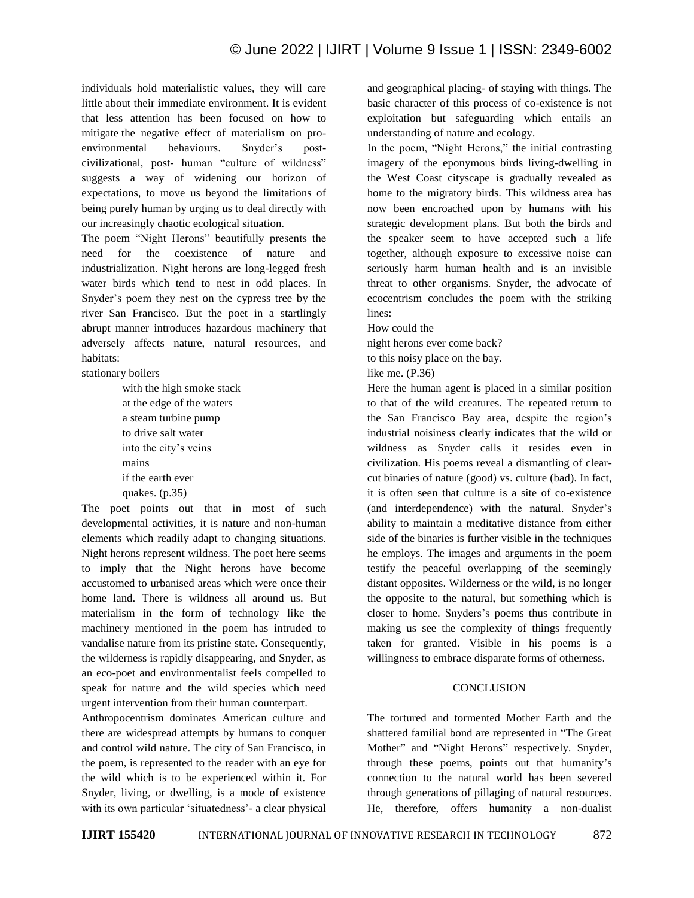individuals hold materialistic values, they will care little about their immediate environment. It is evident that less attention has been focused on how to mitigate the negative effect of materialism on pro-environmental behaviours. Snyder's post-civilizational, post- human "culture of wildness" suggests a way of widening our horizon of expectations, to move us beyond the limitations of being purely human by urging us to deal directly with our increasingly chaotic ecological situation.

The poem "Night Herons" beautifully presents the need for the coexistence of nature and industrialization. Night herons are long-legged fresh water birds which tend to nest in odd places. In Snyder's poem they nest on the cypress tree by the river San Francisco. But the poet in a startlingly abrupt manner introduces hazardous machinery that adversely affects nature, natural resources, and habitats:

stationary boilers
> with the high smoke stack
> at the edge of the waters
> a steam turbine pump
> to drive salt water
> into the city's veins
> mains
> if the earth ever
> quakes. (p.35)

The poet points out that in most of such developmental activities, it is nature and non-human elements which readily adapt to changing situations. Night herons represent wildness. The poet here seems to imply that the Night herons have become accustomed to urbanised areas which were once their home land. There is wildness all around us. But materialism in the form of technology like the machinery mentioned in the poem has intruded to vandalise nature from its pristine state. Consequently, the wilderness is rapidly disappearing, and Snyder, as an eco-poet and environmentalist feels compelled to speak for nature and the wild species which need urgent intervention from their human counterpart.

Anthropocentrism dominates American culture and there are widespread attempts by humans to conquer and control wild nature. The city of San Francisco, in the poem, is represented to the reader with an eye for the wild which is to be experienced within it. For Snyder, living, or dwelling, is a mode of existence with its own particular 'situatedness'- a clear physical and geographical placing- of staying with things. The basic character of this process of co-existence is not exploitation but safeguarding which entails an understanding of nature and ecology.

In the poem, "Night Herons," the initial contrasting imagery of the eponymous birds living-dwelling in the West Coast cityscape is gradually revealed as home to the migratory birds. This wildness area has now been encroached upon by humans with his strategic development plans. But both the birds and the speaker seem to have accepted such a life together, although exposure to excessive noise can seriously harm human health and is an invisible threat to other organisms. Snyder, the advocate of ecocentrism concludes the poem with the striking lines:

How could the
night herons ever come back?
to this noisy place on the bay.
like me. (P.36)

Here the human agent is placed in a similar position to that of the wild creatures. The repeated return to the San Francisco Bay area, despite the region's industrial noisiness clearly indicates that the wild or wildness as Snyder calls it resides even in civilization. His poems reveal a dismantling of clear-cut binaries of nature (good) vs. culture (bad). In fact, it is often seen that culture is a site of co-existence (and interdependence) with the natural. Snyder's ability to maintain a meditative distance from either side of the binaries is further visible in the techniques he employs. The images and arguments in the poem testify the peaceful overlapping of the seemingly distant opposites. Wilderness or the wild, is no longer the opposite to the natural, but something which is closer to home. Snyders's poems thus contribute in making us see the complexity of things frequently taken for granted. Visible in his poems is a willingness to embrace disparate forms of otherness.

## CONCLUSION

The tortured and tormented Mother Earth and the shattered familial bond are represented in "The Great Mother" and "Night Herons" respectively. Snyder, through these poems, points out that humanity's connection to the natural world has been severed through generations of pillaging of natural resources. He, therefore, offers humanity a non-dualist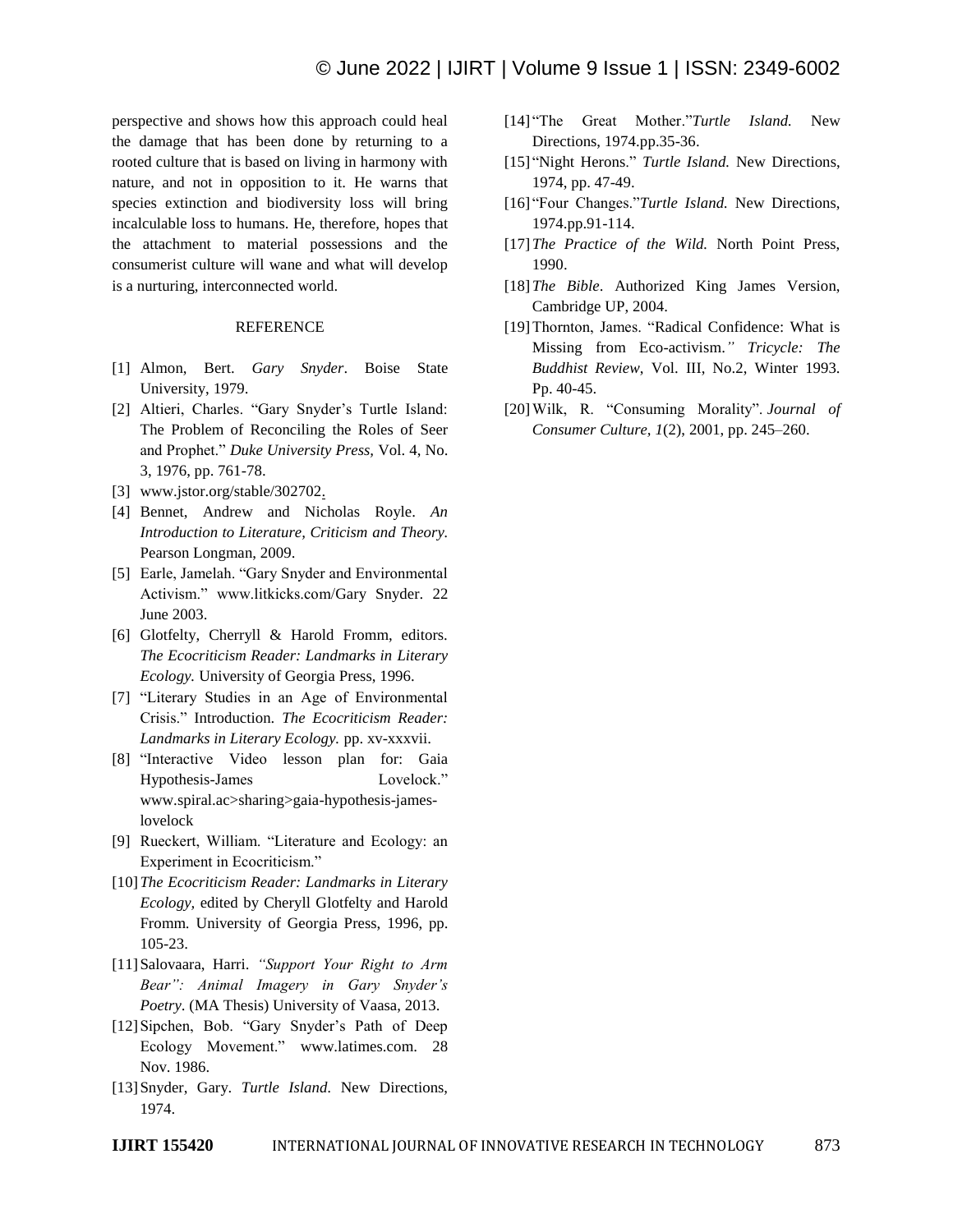perspective and shows how this approach could heal the damage that has been done by returning to a rooted culture that is based on living in harmony with nature, and not in opposition to it. He warns that species extinction and biodiversity loss will bring incalculable loss to humans. He, therefore, hopes that the attachment to material possessions and the consumerist culture will wane and what will develop is a nurturing, interconnected world.

## REFERENCE

[1] Almon, Bert. *Gary Snyder*. Boise State University, 1979.

[2] Altieri, Charles. "Gary Snyder's Turtle Island: The Problem of Reconciling the Roles of Seer and Prophet." *Duke University Press,* Vol. 4, No. 3, 1976, pp. 761-78.

[3] www.jstor.org/stable/302702.

[4] Bennet, Andrew and Nicholas Royle. *An Introduction to Literature, Criticism and Theory.* Pearson Longman, 2009.

[5] Earle, Jamelah. "Gary Snyder and Environmental Activism." www.litkicks.com/Gary Snyder. 22 June 2003.

[6] Glotfelty, Cherryll & Harold Fromm, editors. *The Ecocriticism Reader: Landmarks in Literary Ecology.* University of Georgia Press, 1996.

[7] "Literary Studies in an Age of Environmental Crisis." Introduction. *The Ecocriticism Reader: Landmarks in Literary Ecology.* pp. xv-xxxvii.

[8] "Interactive Video lesson plan for: Gaia Hypothesis-James Lovelock." www.spiral.ac>sharing>gaia-hypothesis-james-lovelock

[9] Rueckert, William. "Literature and Ecology: an Experiment in Ecocriticism."

[10] *The Ecocriticism Reader: Landmarks in Literary Ecology,* edited by Cheryll Glotfelty and Harold Fromm. University of Georgia Press, 1996, pp. 105-23.

[11] Salovaara, Harri. *"Support Your Right to Arm Bear": Animal Imagery in Gary Snyder's Poetry*. (MA Thesis) University of Vaasa, 2013.

[12] Sipchen, Bob. "Gary Snyder's Path of Deep Ecology Movement." www.latimes.com. 28 Nov. 1986.

[13] Snyder, Gary. *Turtle Island*. New Directions, 1974.

[14] "The Great Mother."*Turtle Island.* New Directions, 1974.pp.35-36.

[15] "Night Herons." *Turtle Island.* New Directions, 1974, pp. 47-49.

[16] "Four Changes."*Turtle Island.* New Directions, 1974.pp.91-114.

[17] *The Practice of the Wild.* North Point Press, 1990.

[18] *The Bible*. Authorized King James Version, Cambridge UP, 2004.

[19] Thornton, James. "Radical Confidence: What is Missing from Eco-activism.*" Tricycle: The Buddhist Review*, Vol. III, No.2, Winter 1993. Pp. 40-45.

[20] Wilk, R. "Consuming Morality". *Journal of Consumer Culture, 1*(2), 2001, pp. 245–260.